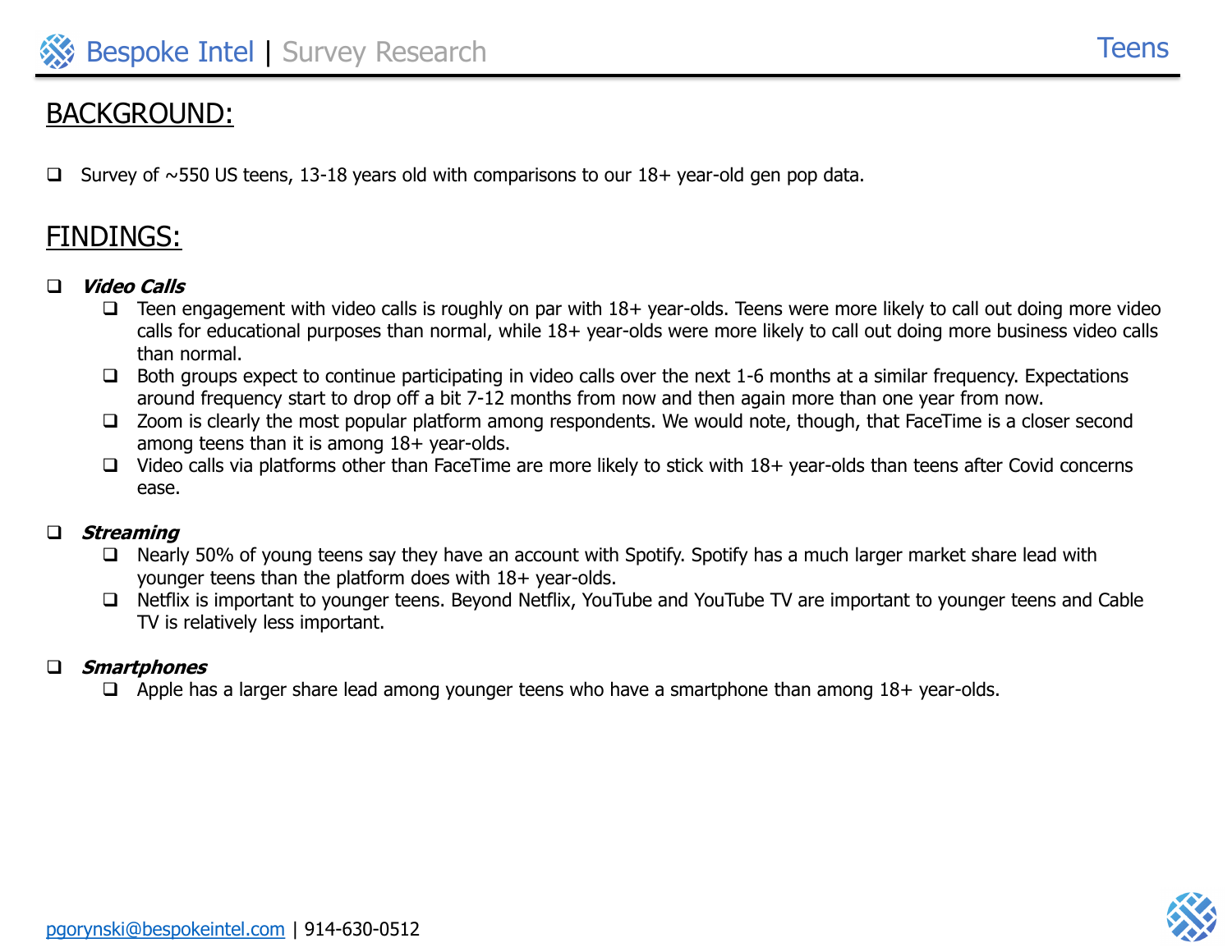# BACKGROUND:

- Survey of ~550 US teens, 13-18 years old with comparisons to our 18+ year-old gen pop data.

# FINDINGS:

- ***Video Calls***
  - Teen engagement with video calls is roughly on par with 18+ year-olds. Teens were more likely to call out doing more video calls for educational purposes than normal, while 18+ year-olds were more likely to call out doing more business video calls than normal.
  - Both groups expect to continue participating in video calls over the next 1-6 months at a similar frequency. Expectations around frequency start to drop off a bit 7-12 months from now and then again more than one year from now.
  - Zoom is clearly the most popular platform among respondents. We would note, though, that FaceTime is a closer second among teens than it is among 18+ year-olds.
  - Video calls via platforms other than FaceTime are more likely to stick with 18+ year-olds than teens after Covid concerns ease.

- ***Streaming***
  - Nearly 50% of young teens say they have an account with Spotify. Spotify has a much larger market share lead with younger teens than the platform does with 18+ year-olds.
  - Netflix is important to younger teens. Beyond Netflix, YouTube and YouTube TV are important to younger teens and Cable TV is relatively less important.

- ***Smartphones***
  - Apple has a larger share lead among younger teens who have a smartphone than among 18+ year-olds.

pgorynski@bespokeintel.com | 914-630-0512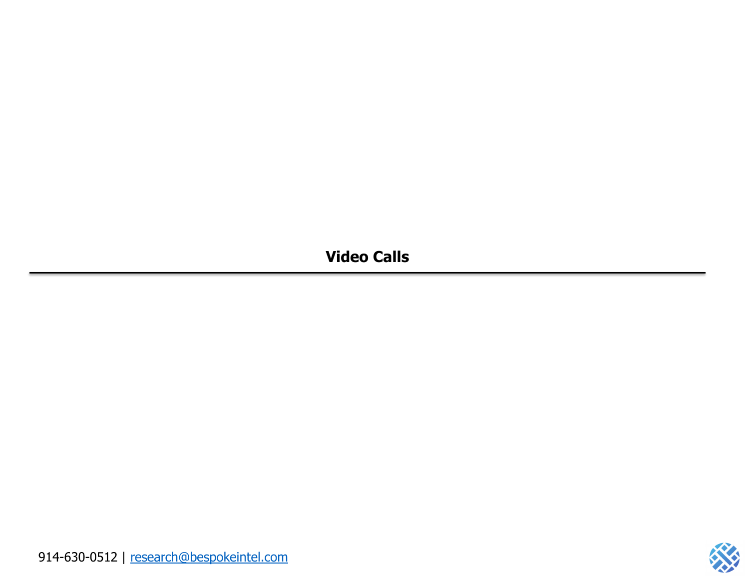## Video Calls

---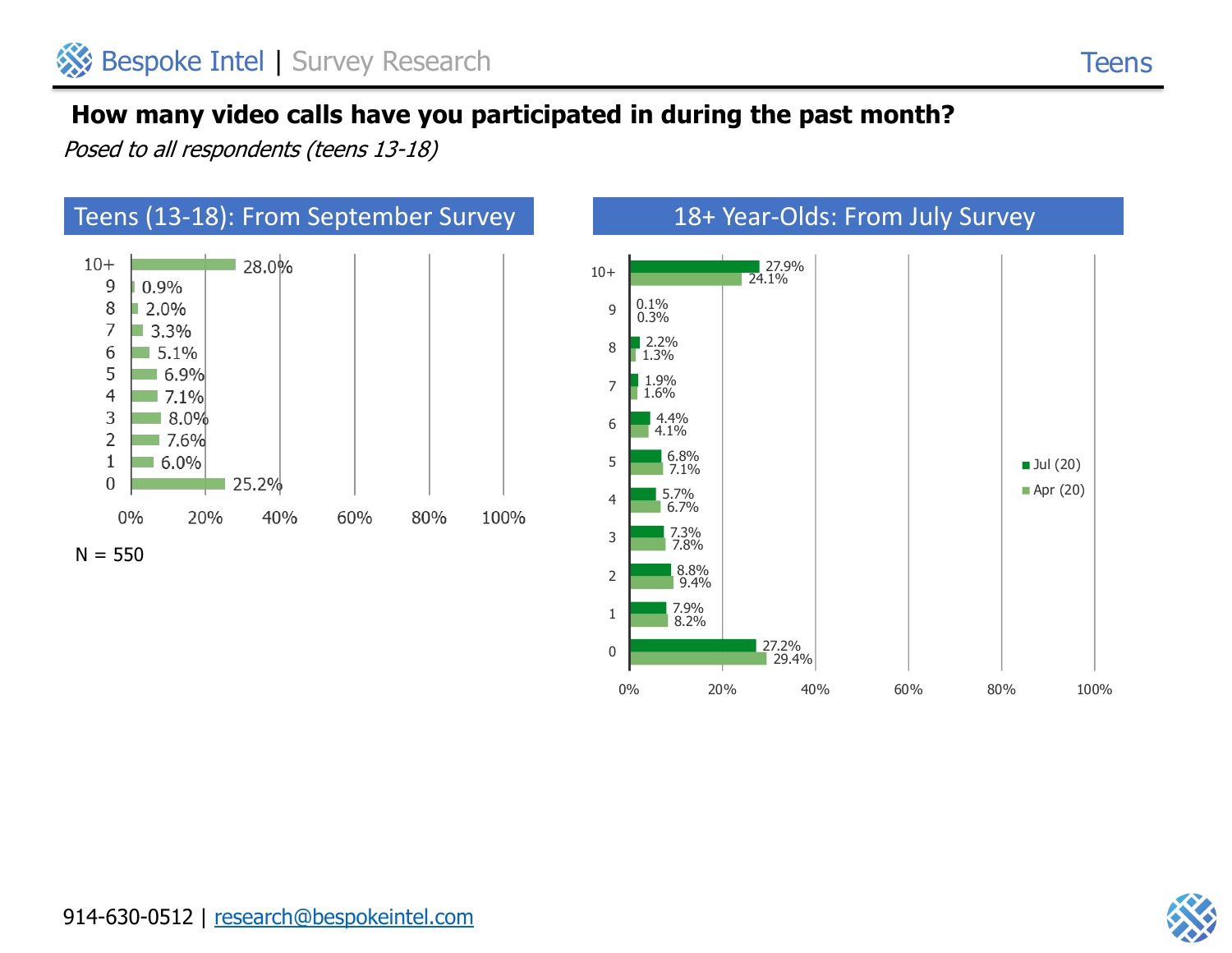## How many video calls have you participated in during the past month?

*Posed to all respondents (teens 13-18)*

### Teens (13-18): From September Survey

| Video calls | Share |
|---|---|
| 10+ | 28.0% |
| 9 | 0.9% |
| 8 | 2.0% |
| 7 | 3.3% |
| 6 | 5.1% |
| 5 | 6.9% |
| 4 | 7.1% |
| 3 | 8.0% |
| 2 | 7.6% |
| 1 | 6.0% |
| 0 | 25.2% |

N = 550

### 18+ Year-Olds: From July Survey

| Video calls | Jul (20) | Apr (20) |
|---|---|---|
| 10+ | 27.9% | 24.1% |
| 9 | 0.1% | 0.3% |
| 8 | 2.2% | 1.3% |
| 7 | 1.9% | 1.6% |
| 6 | 4.4% | 4.1% |
| 5 | 6.8% | 7.1% |
| 4 | 5.7% | 6.7% |
| 3 | 7.3% | 7.8% |
| 2 | 8.8% | 9.4% |
| 1 | 7.9% | 8.2% |
| 0 | 27.2% | 29.4% |

914-630-0512 | research@bespokeintel.com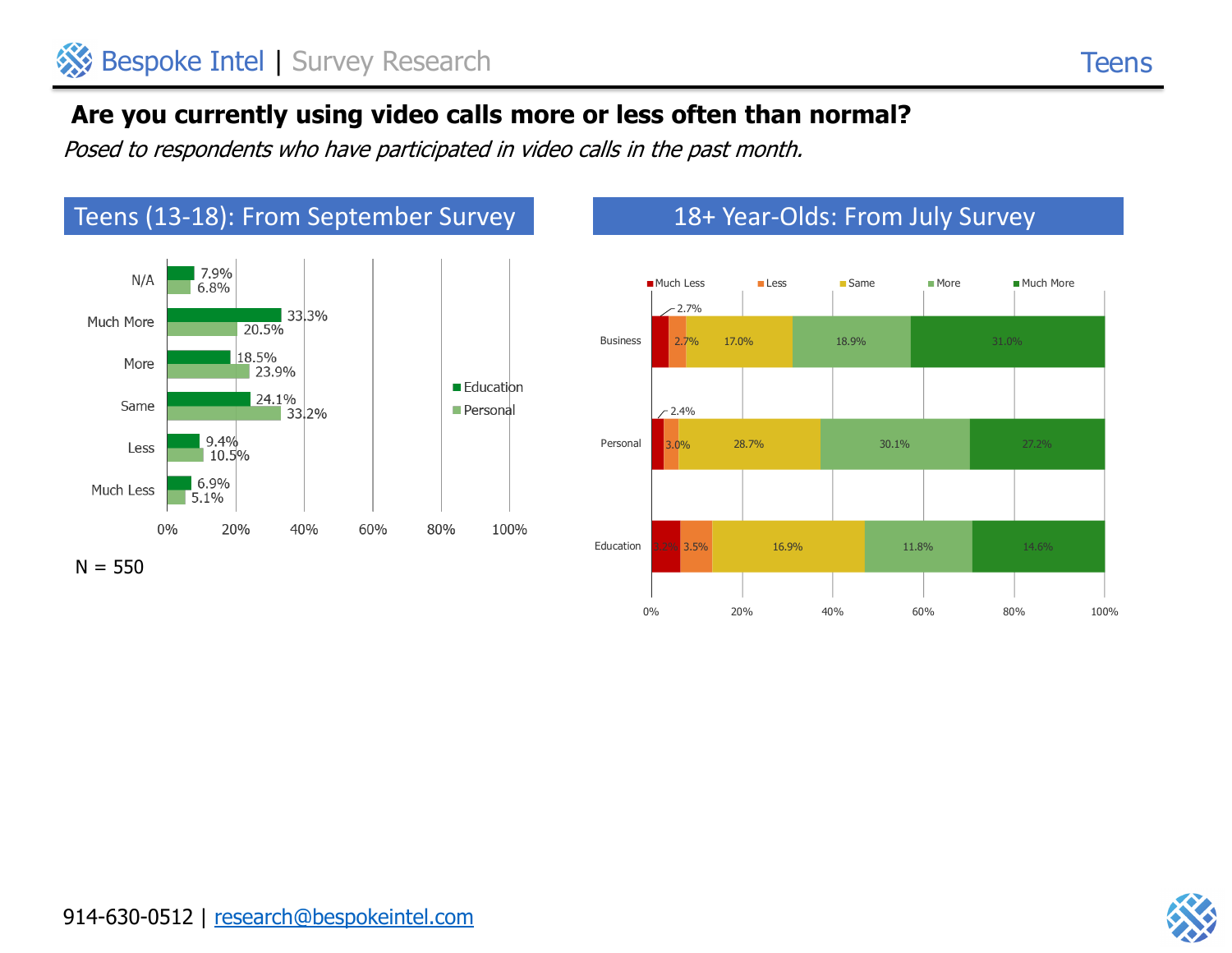## Are you currently using video calls more or less often than normal?

*Posed to respondents who have participated in video calls in the past month.*

### Teens (13-18): From September Survey

| Response | Education | Personal |
|---|---|---|
| N/A | 7.9% | 6.8% |
| Much More | 33.3% | 20.5% |
| More | 18.5% | 23.9% |
| Same | 24.1% | 33.2% |
| Less | 9.4% | 10.5% |
| Much Less | 6.9% | 5.1% |

N = 550

### 18+ Year-Olds: From July Survey

| Category | Much Less | Less | Same | More | Much More |
|---|---|---|---|---|---|
| Business | 2.7% | 2.7% | 17.0% | 18.9% | 31.0% |
| Personal | 2.4% | 3.0% | 28.7% | 30.1% | 27.2% |
| Education | 3.2% | 3.5% | 16.9% | 11.8% | 14.6% |

914-630-0512 | research@bespokeintel.com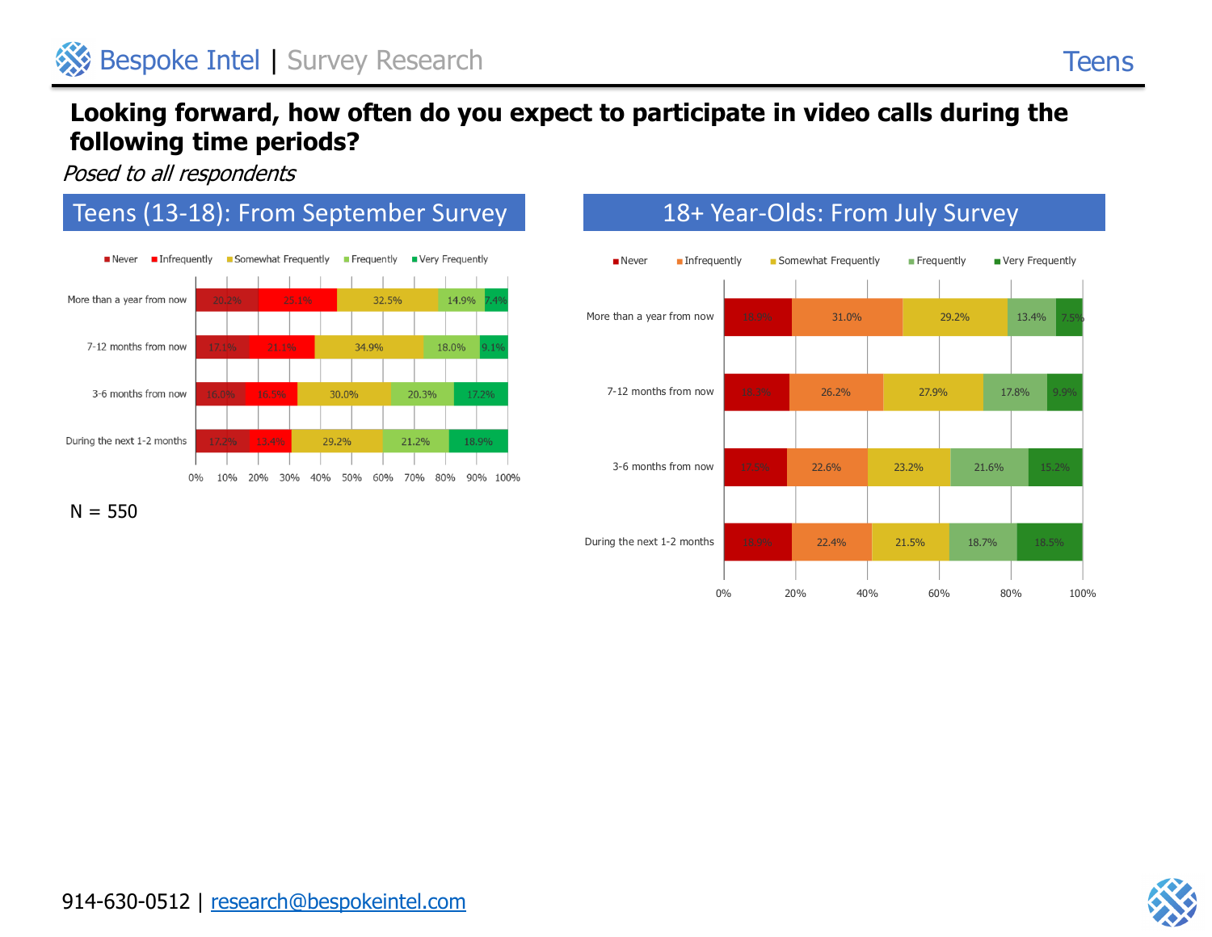# Looking forward, how often do you expect to participate in video calls during the following time periods?

*Posed to all respondents*

## Teens (13-18): From September Survey

| | Never | Infrequently | Somewhat Frequently | Frequently | Very Frequently |
|---|---|---|---|---|---|
| More than a year from now | 20.2% | 25.1% | 32.5% | 14.9% | 7.4% |
| 7-12 months from now | 17.1% | 21.1% | 34.9% | 18.0% | 9.1% |
| 3-6 months from now | 16.0% | 16.5% | 30.0% | 20.3% | 17.2% |
| During the next 1-2 months | 17.2% | 13.4% | 29.2% | 21.2% | 18.9% |

N = 550

## 18+ Year-Olds: From July Survey

| | Never | Infrequently | Somewhat Frequently | Frequently | Very Frequently |
|---|---|---|---|---|---|
| More than a year from now | 18.9% | 31.0% | 29.2% | 13.4% | 7.5% |
| 7-12 months from now | 18.3% | 26.2% | 27.9% | 17.8% | 9.9% |
| 3-6 months from now | 17.5% | 22.6% | 23.2% | 21.6% | 15.2% |
| During the next 1-2 months | 18.9% | 22.4% | 21.5% | 18.7% | 18.5% |

914-630-0512 | research@bespokeintel.com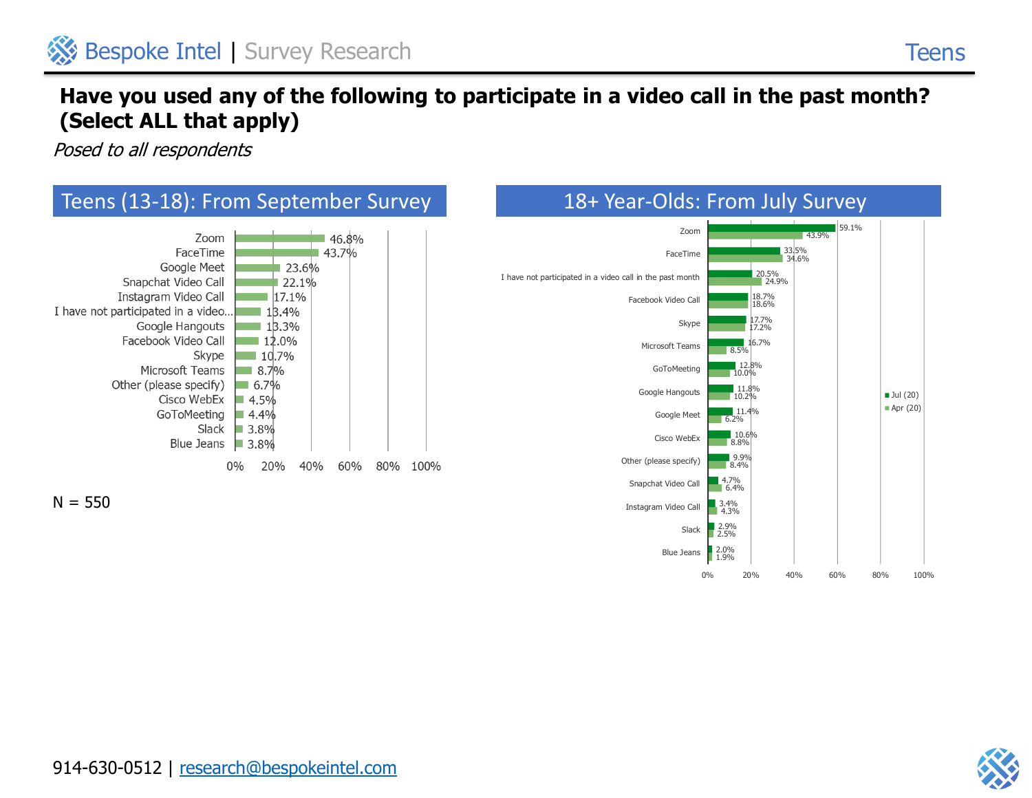## Have you used any of the following to participate in a video call in the past month? (Select ALL that apply)

*Posed to all respondents*

### Teens (13-18): From September Survey

| Platform | % |
|---|---|
| Zoom | 46.8% |
| FaceTime | 43.7% |
| Google Meet | 23.6% |
| Snapchat Video Call | 22.1% |
| Instagram Video Call | 17.1% |
| I have not participated in a video... | 13.4% |
| Google Hangouts | 13.3% |
| Facebook Video Call | 12.0% |
| Skype | 10.7% |
| Microsoft Teams | 8.7% |
| Other (please specify) | 6.7% |
| Cisco WebEx | 4.5% |
| GoToMeeting | 4.4% |
| Slack | 3.8% |
| Blue Jeans | 3.8% |

N = 550

### 18+ Year-Olds: From July Survey

| Platform | Jul (20) | Apr (20) |
|---|---|---|
| Zoom | 59.1% | 43.9% |
| FaceTime | 33.5% | 34.6% |
| I have not participated in a video call in the past month | 20.5% | 24.9% |
| Facebook Video Call | 18.7% | 18.6% |
| Skype | 17.7% | 17.2% |
| Microsoft Teams | 16.7% | 8.5% |
| GoToMeeting | 12.8% | 10.0% |
| Google Hangouts | 11.8% | 10.2% |
| Google Meet | 11.4% | 6.2% |
| Cisco WebEx | 10.6% | 8.8% |
| Other (please specify) | 9.9% | 8.4% |
| Snapchat Video Call | 4.7% | 6.4% |
| Instagram Video Call | 3.4% | 4.3% |
| Slack | 2.9% | 2.5% |
| Blue Jeans | 2.0% | 1.9% |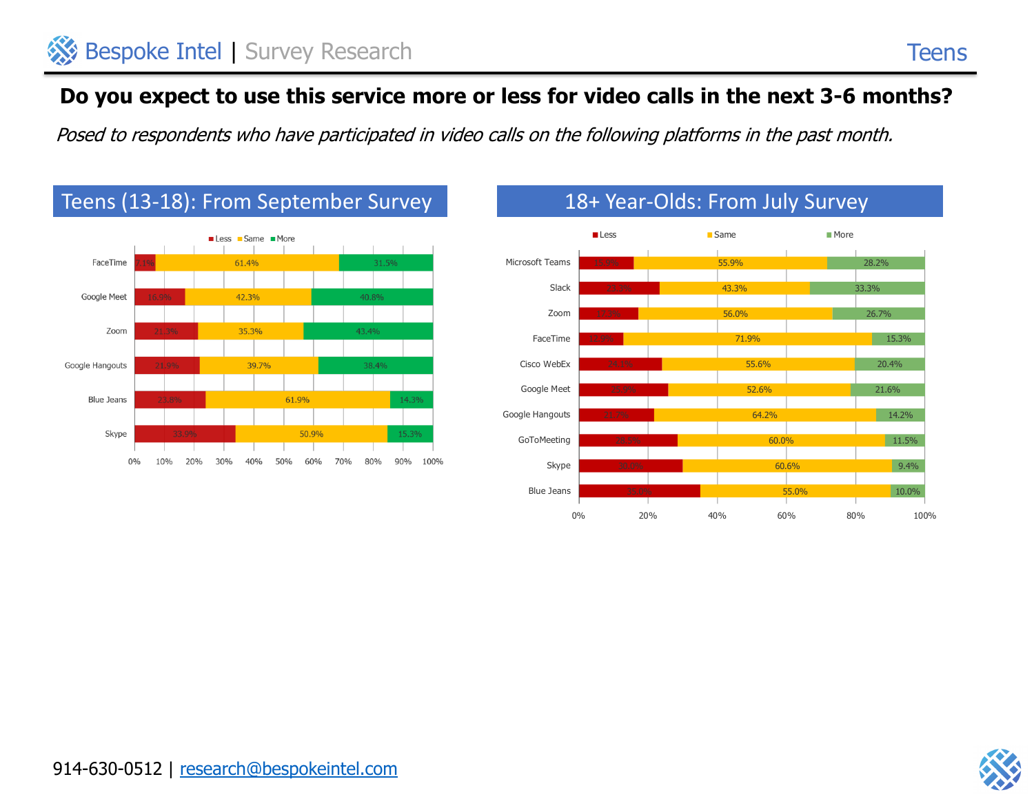## Do you expect to use this service more or less for video calls in the next 3-6 months?

*Posed to respondents who have participated in video calls on the following platforms in the past month.*

### Teens (13-18): From September Survey

| Platform | Less | Same | More |
|---|---|---|---|
| FaceTime | 7.1% | 61.4% | 31.5% |
| Google Meet | 16.9% | 42.3% | 40.8% |
| Zoom | 21.3% | 35.3% | 43.4% |
| Google Hangouts | 21.9% | 39.7% | 38.4% |
| Blue Jeans | 23.8% | 61.9% | 14.3% |
| Skype | 33.9% | 50.9% | 15.3% |

### 18+ Year-Olds: From July Survey

| Platform | Less | Same | More |
|---|---|---|---|
| Microsoft Teams | 15.9% | 55.9% | 28.2% |
| Slack | 23.3% | 43.3% | 33.3% |
| Zoom | 17.3% | 56.0% | 26.7% |
| FaceTime | 12.9% | 71.9% | 15.3% |
| Cisco WebEx | 24.1% | 55.6% | 20.4% |
| Google Meet | 25.8% | 52.6% | 21.6% |
| Google Hangouts | 21.7% | 64.2% | 14.2% |
| GoToMeeting | 28.5% | 60.0% | 11.5% |
| Skype | 30.0% | 60.6% | 9.4% |
| Blue Jeans | 35.0% | 55.0% | 10.0% |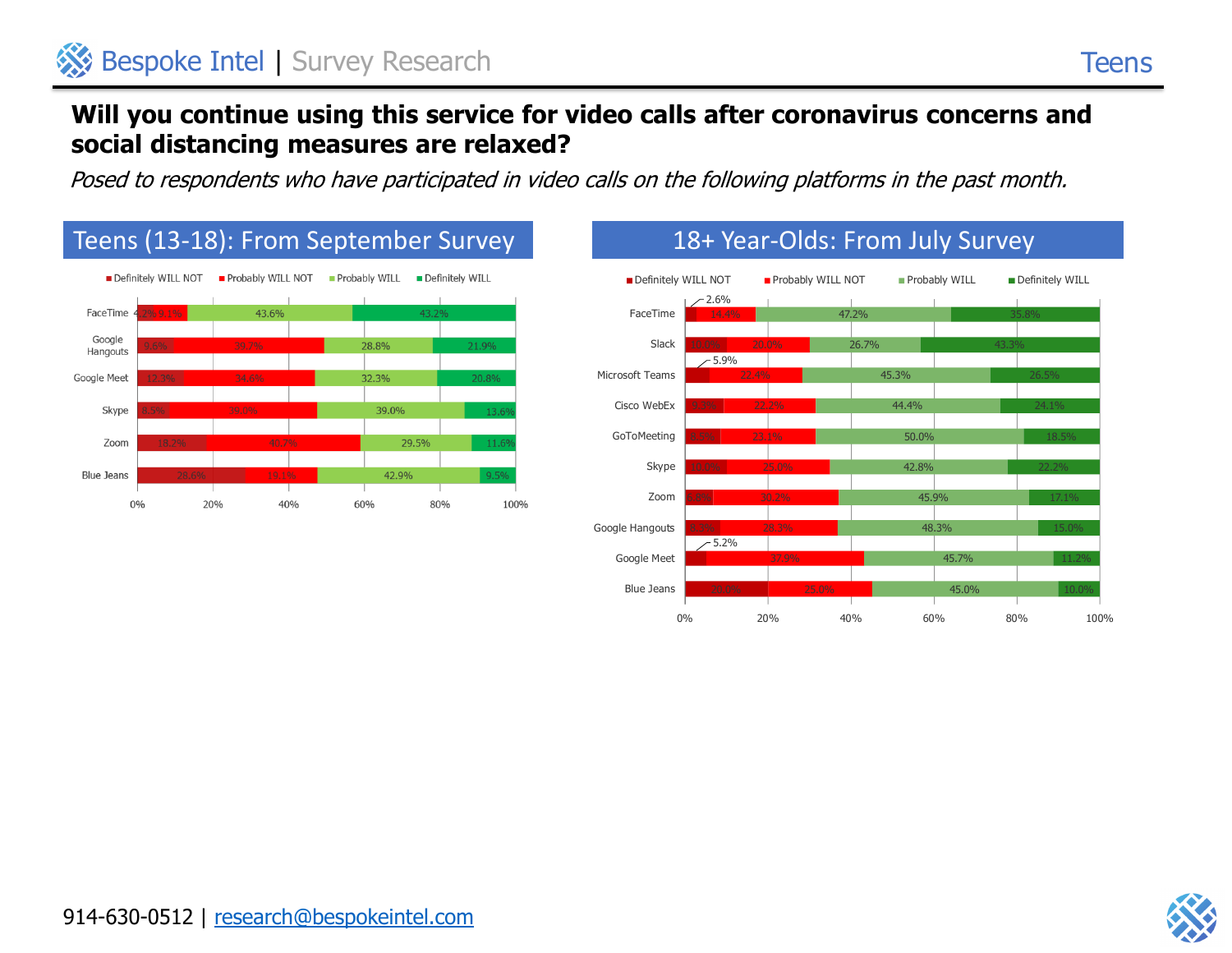# Will you continue using this service for video calls after coronavirus concerns and social distancing measures are relaxed?

*Posed to respondents who have participated in video calls on the following platforms in the past month.*

## Teens (13-18): From September Survey

| Platform | Definitely WILL NOT | Probably WILL NOT | Probably WILL | Definitely WILL |
|---|---|---|---|---|
| FaceTime | 4.2% | 9.1% | 43.6% | 43.2% |
| Google Hangouts | 9.6% | 39.7% | 28.8% | 21.9% |
| Google Meet | 12.3% | 34.6% | 32.3% | 20.8% |
| Skype | 8.5% | 39.0% | 39.0% | 13.6% |
| Zoom | 18.2% | 40.7% | 29.5% | 11.6% |
| Blue Jeans | 28.6% | 19.1% | 42.9% | 9.5% |

## 18+ Year-Olds: From July Survey

| Platform | Definitely WILL NOT | Probably WILL NOT | Probably WILL | Definitely WILL |
|---|---|---|---|---|
| FaceTime | 2.6% | 14.4% | 47.2% | 35.8% |
| Slack | 10.0% | 20.0% | 26.7% | 43.3% |
| Microsoft Teams | 5.9% | 22.4% | 45.3% | 26.5% |
| Cisco WebEx | 9.3% | 22.2% | 44.4% | 24.1% |
| GoToMeeting | 8.3% | 23.1% | 50.0% | 18.5% |
| Skype | 10.0% | 25.0% | 42.8% | 22.2% |
| Zoom | 6.8% | 30.2% | 45.9% | 17.1% |
| Google Hangouts | 8.3% | 28.3% | 48.3% | 15.0% |
| Google Meet | 5.2% | 37.9% | 45.7% | 11.2% |
| Blue Jeans | 20.0% | 25.0% | 45.0% | 10.0% |

914-630-0512 | research@bespokeintel.com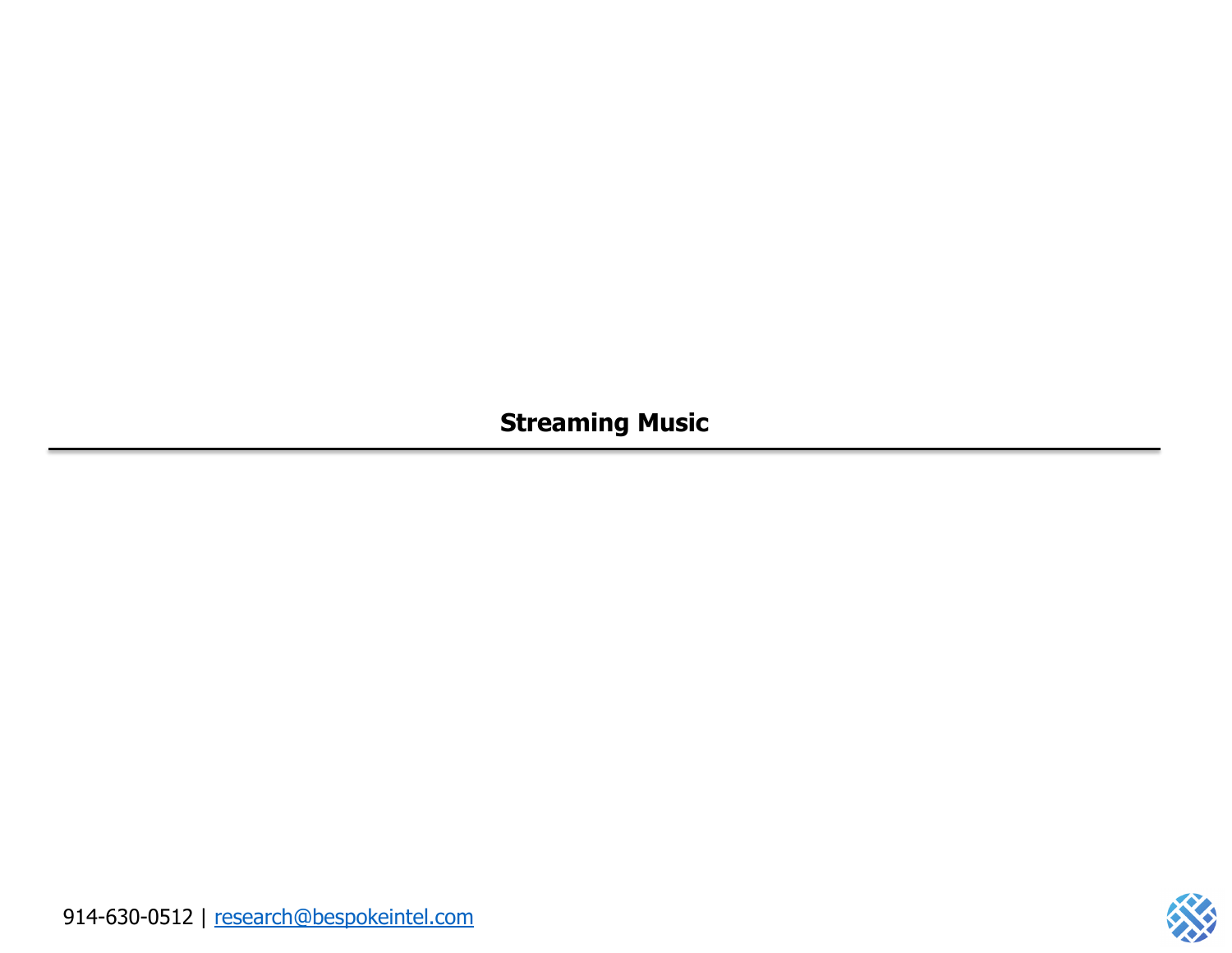## Streaming Music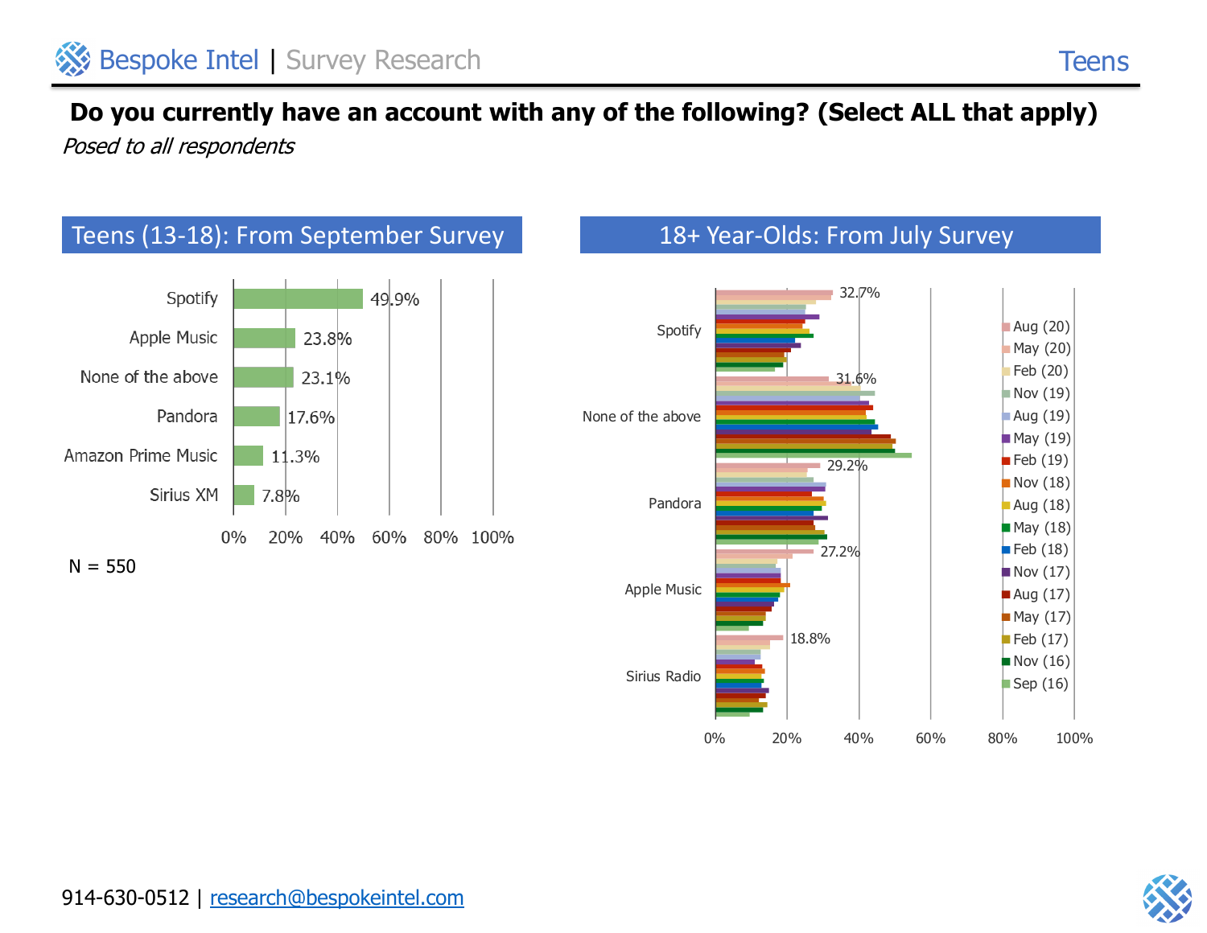# Do you currently have an account with any of the following? (Select ALL that apply)

*Posed to all respondents*

## Teens (13-18): From September Survey

| Service | % |
|---|---|
| Spotify | 49.9% |
| Apple Music | 23.8% |
| None of the above | 23.1% |
| Pandora | 17.6% |
| Amazon Prime Music | 11.3% |
| Sirius XM | 7.8% |

N = 550

## 18+ Year-Olds: From July Survey

| Service | Aug (20) |
|---|---|
| Spotify | 32.7% |
| None of the above | 31.6% |
| Pandora | 29.2% |
| Apple Music | 27.2% |
| Sirius Radio | 18.8% |

Legend: Aug (20), May (20), Feb (20), Nov (19), Aug (19), May (19), Feb (19), Nov (18), Aug (18), May (18), Feb (18), Nov (17), Aug (17), May (17), Feb (17), Nov (16), Sep (16)

914-630-0512 | research@bespokeintel.com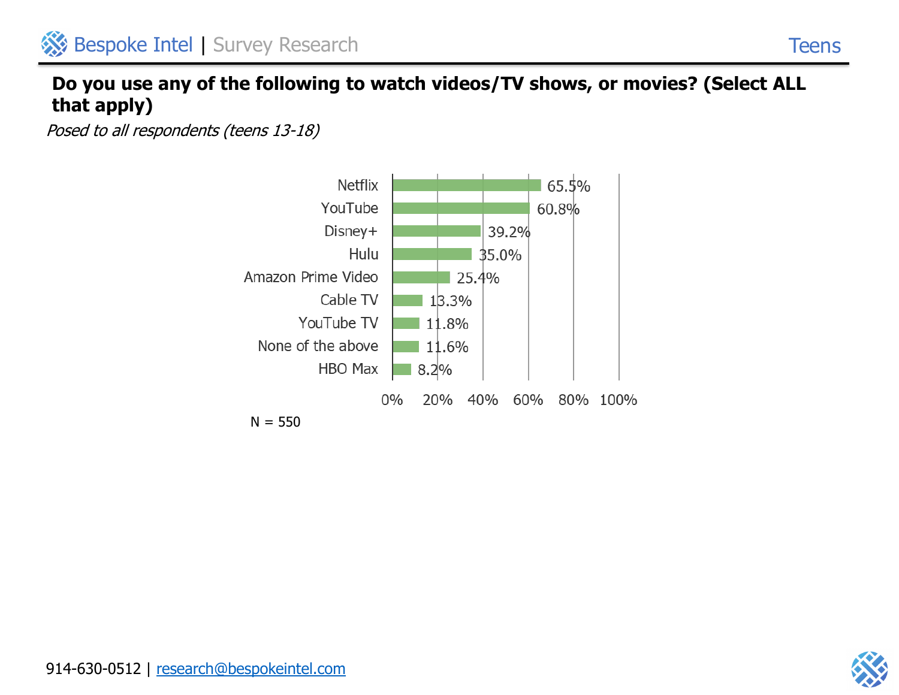## Do you use any of the following to watch videos/TV shows, or movies? (Select ALL that apply)

*Posed to all respondents (teens 13-18)*

| Option | Percentage |
| --- | --- |
| Netflix | 65.5% |
| YouTube | 60.8% |
| Disney+ | 39.2% |
| Hulu | 35.0% |
| Amazon Prime Video | 25.4% |
| Cable TV | 13.3% |
| YouTube TV | 11.8% |
| None of the above | 11.6% |
| HBO Max | 8.2% |

N = 550

914-630-0512 | research@bespokeintel.com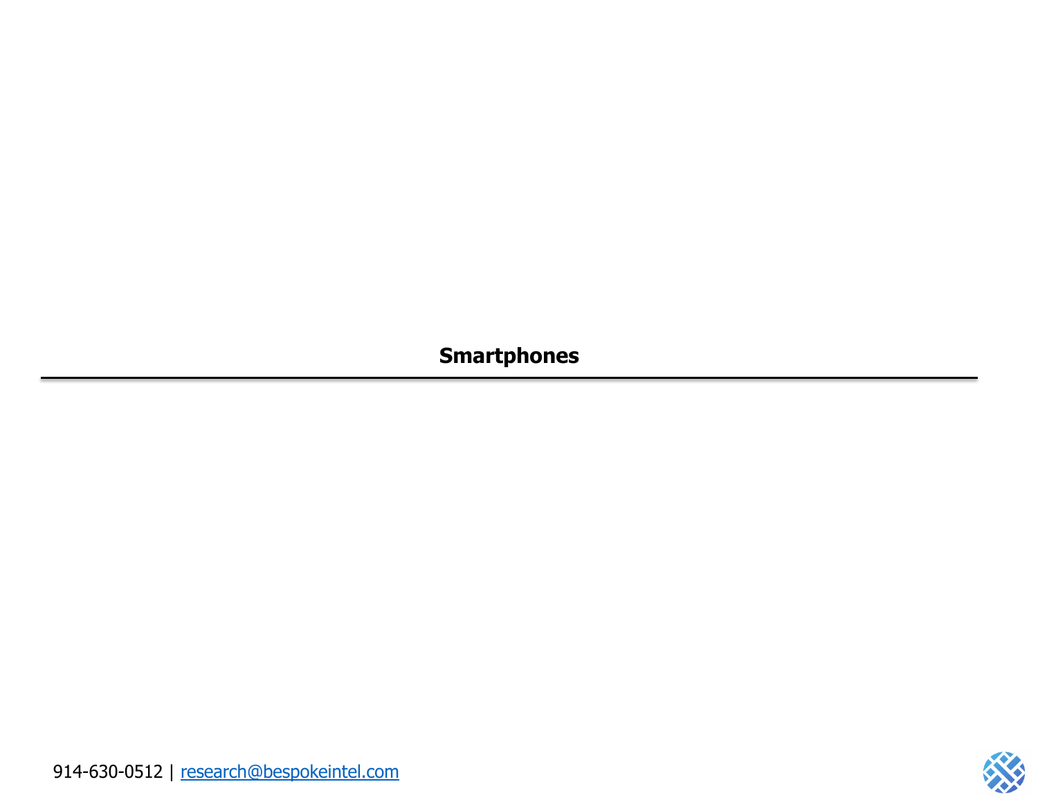## Smartphones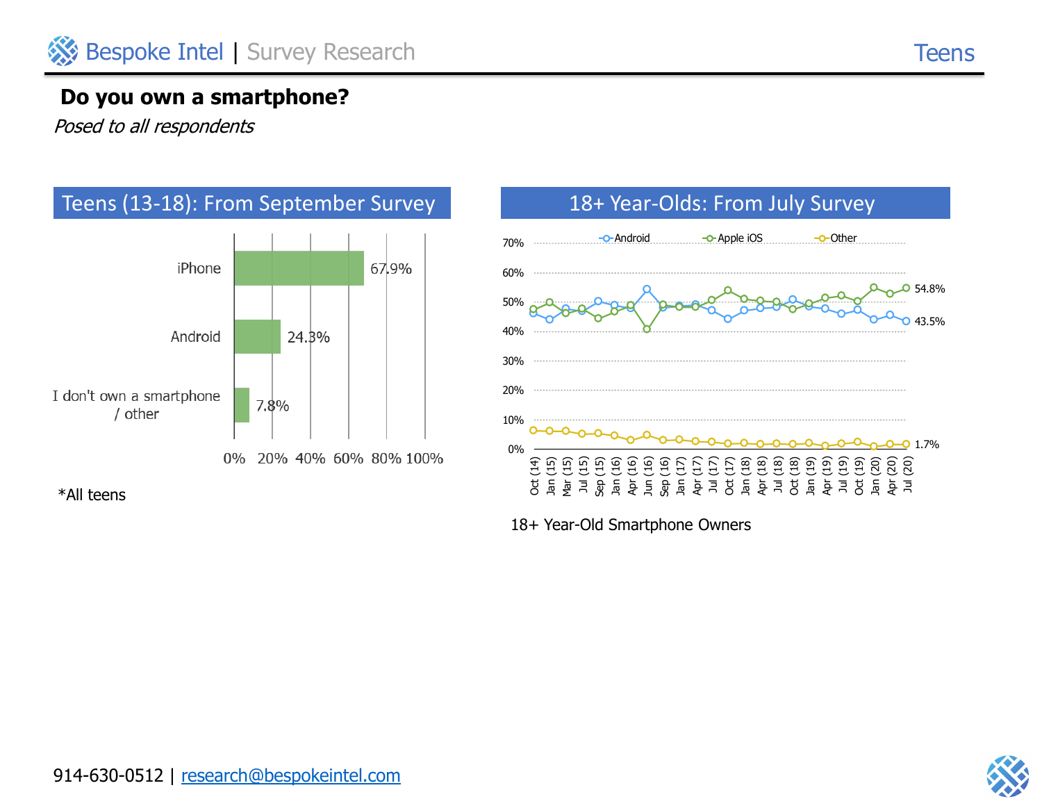# Do you own a smartphone?

*Posed to all respondents*

## Teens (13-18): From September Survey

| Response | Percent |
| --- | --- |
| iPhone | 67.9% |
| Android | 24.3% |
| I don't own a smartphone / other | 7.8% |

*All teens

## 18+ Year-Olds: From July Survey

Legend: Android, Apple iOS, Other

Final values (Jul (20)): Apple iOS 54.8%, Android 43.5%, Other 1.7%

X-axis: Oct (14), Jan (15), Mar (15), Jul (15), Sep (15), Jan (16), Apr (16), Jun (16), Sep (16), Jan (17), Apr (17), Jul (17), Oct (17), Jan (18), Apr (18), Jul (18), Oct (18), Jan (19), Apr (19), Jul (19), Oct (19), Jan (20), Apr (20), Jul (20)

18+ Year-Old Smartphone Owners

914-630-0512 | research@bespokeintel.com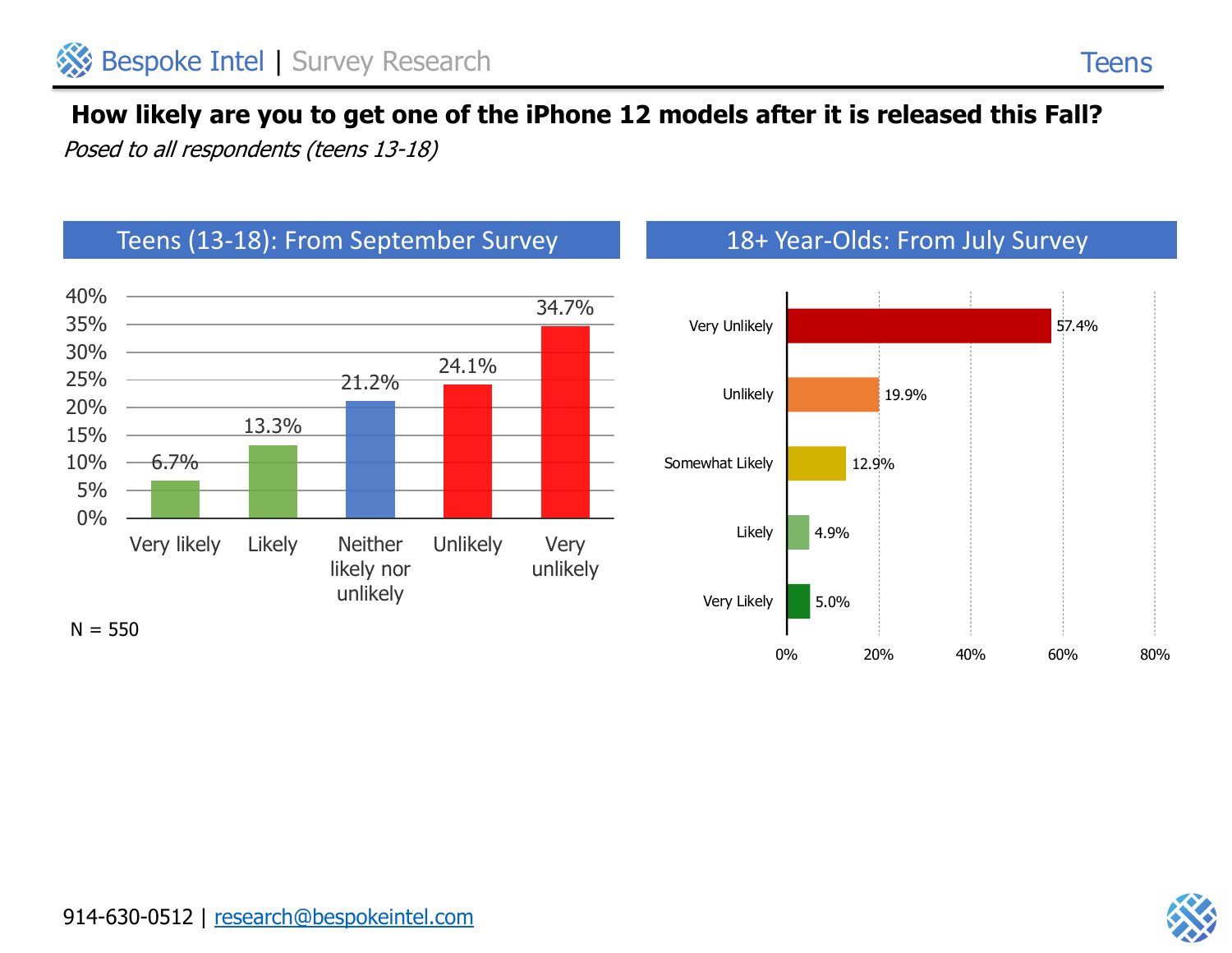# How likely are you to get one of the iPhone 12 models after it is released this Fall?

*Posed to all respondents (teens 13-18)*

## Teens (13-18): From September Survey

40%
35%
30%
25%
20%
15%
10%
5%
0%

6.7%
13.3%
21.2%
24.1%
34.7%

Very likely
Likely
Neither likely nor unlikely
Unlikely
Very unlikely

N = 550

## 18+ Year-Olds: From July Survey

Very Unlikely 57.4%
Unlikely 19.9%
Somewhat Likely 12.9%
Likely 4.9%
Very Likely 5.0%

0%
20%
40%
60%
80%

914-630-0512 | research@bespokeintel.com